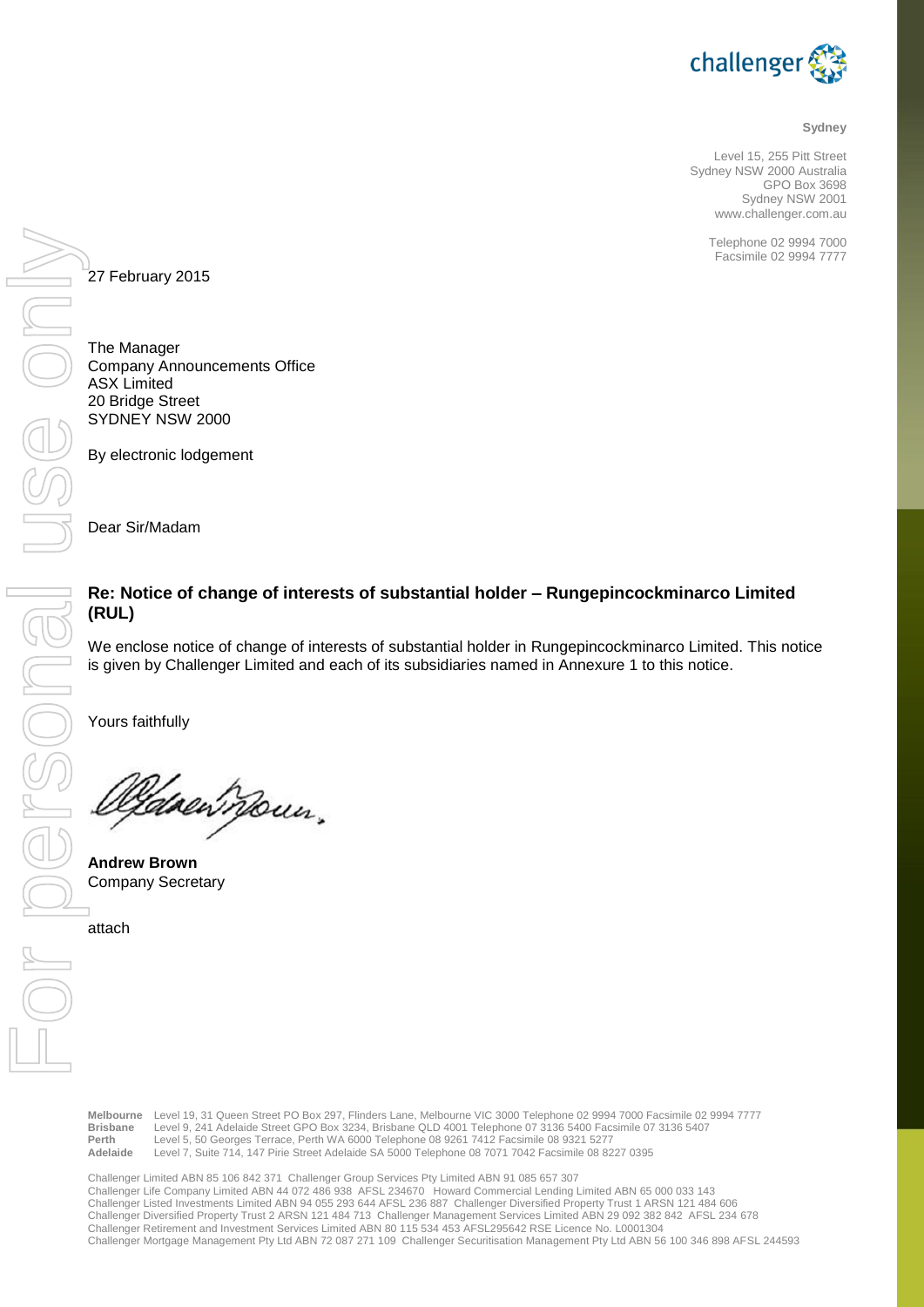challenger

**Sydney**

Level 15, 255 Pitt Street
Sydney NSW 2000 Australia
GPO Box 3698
Sydney NSW 2001
www.challenger.com.au

Telephone 02 9994 7000
Facsimile 02 9994 7777

27 February 2015

The Manager
Company Announcements Office
ASX Limited
20 Bridge Street
SYDNEY NSW 2000

By electronic lodgement

Dear Sir/Madam

**Re: Notice of change of interests of substantial holder – Rungepincockminarco Limited (RUL)**

We enclose notice of change of interests of substantial holder in Rungepincockminarco Limited. This notice is given by Challenger Limited and each of its subsidiaries named in Annexure 1 to this notice.

Yours faithfully

**Andrew Brown**
Company Secretary

attach

**Melbourne** Level 19, 31 Queen Street PO Box 297, Flinders Lane, Melbourne VIC 3000 Telephone 02 9994 7000 Facsimile 02 9994 7777
**Brisbane** Level 9, 241 Adelaide Street GPO Box 3234, Brisbane QLD 4001 Telephone 07 3136 5400 Facsimile 07 3136 5407
**Perth** Level 5, 50 Georges Terrace, Perth WA 6000 Telephone 08 9261 7412 Facsimile 08 9321 5277
**Adelaide** Level 7, Suite 714, 147 Pirie Street Adelaide SA 5000 Telephone 08 7071 7042 Facsimile 08 8227 0395

Challenger Limited ABN 85 106 842 371 Challenger Group Services Pty Limited ABN 91 085 657 307
Challenger Life Company Limited ABN 44 072 486 938 AFSL 234670 Howard Commercial Lending Limited ABN 65 000 033 143
Challenger Listed Investments Limited ABN 94 055 293 644 AFSL 236 887 Challenger Diversified Property Trust 1 ARSN 121 484 606
Challenger Diversified Property Trust 2 ARSN 121 484 713 Challenger Management Services Limited ABN 29 092 382 842 AFSL 234 678
Challenger Retirement and Investment Services Limited ABN 80 115 534 453 AFSL295642 RSE Licence No. L0001304
Challenger Mortgage Management Pty Ltd ABN 72 087 271 109 Challenger Securitisation Management Pty Ltd ABN 56 100 346 898 AFSL 244593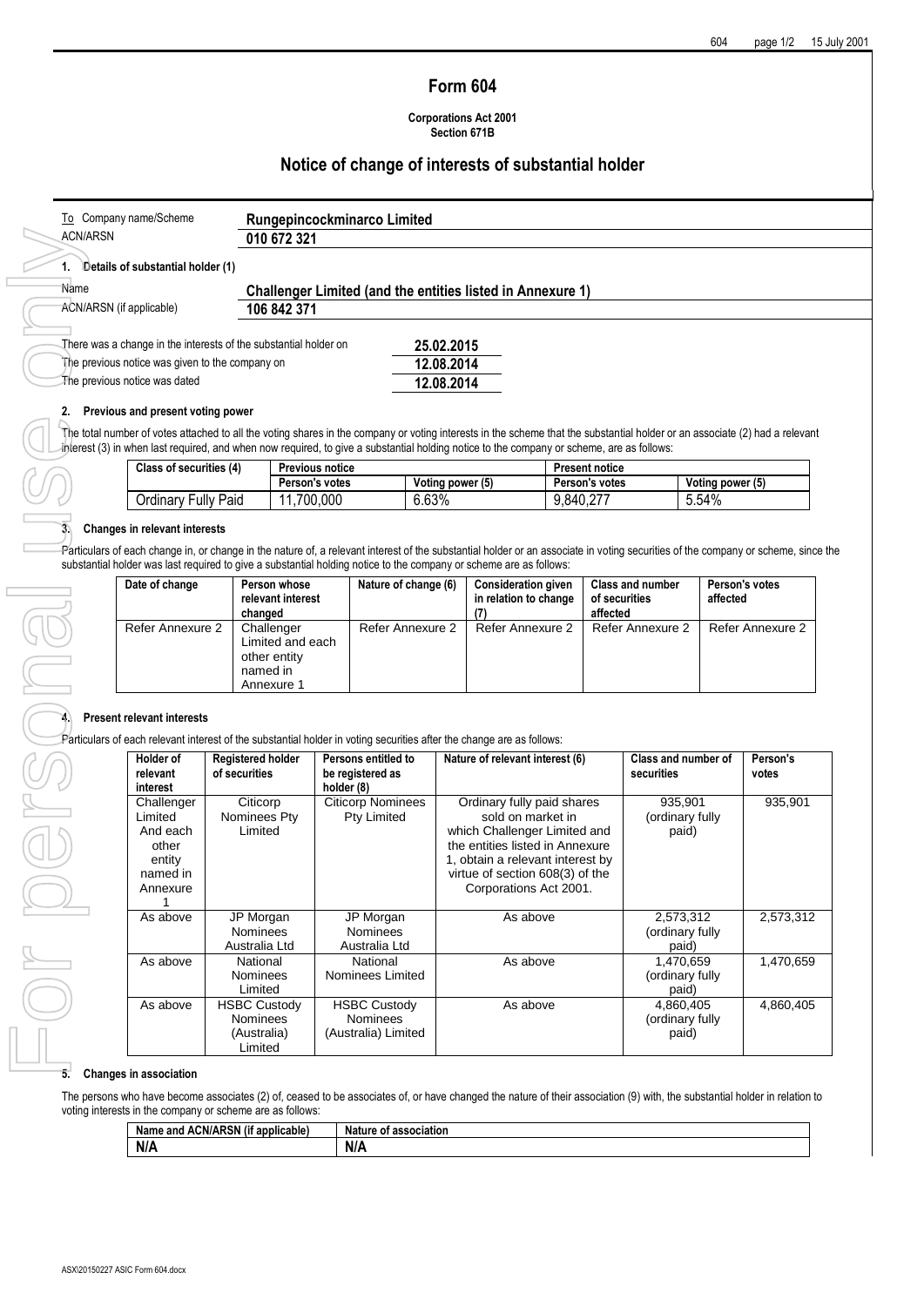# Form 604

**Corporations Act 2001**
**Section 671B**

## Notice of change of interests of substantial holder

| To Company name/Scheme | **Rungepincockminarco Limited** |
|---|---|
| ACN/ARSN | **010 672 321** |

**1. Details of substantial holder (1)**

| Name | **Challenger Limited (and the entities listed in Annexure 1)** |
|---|---|
| ACN/ARSN (if applicable) | **106 842 371** |

| | |
|---|---|
| There was a change in the interests of the substantial holder on | **25.02.2015** |
| The previous notice was given to the company on | **12.08.2014** |
| The previous notice was dated | **12.08.2014** |

**2. Previous and present voting power**

The total number of votes attached to all the voting shares in the company or voting interests in the scheme that the substantial holder or an associate (2) had a relevant interest (3) in when last required, and when now required, to give a substantial holding notice to the company or scheme, are as follows:

| Class of securities (4) | Previous notice | | Present notice | |
|---|---|---|---|---|
| | Person's votes | Voting power (5) | Person's votes | Voting power (5) |
| Ordinary Fully Paid | 11,700,000 | 6.63% | 9,840,277 | 5.54% |

**3. Changes in relevant interests**

Particulars of each change in, or change in the nature of, a relevant interest of the substantial holder or an associate in voting securities of the company or scheme, since the substantial holder was last required to give a substantial holding notice to the company or scheme are as follows:

| Date of change | Person whose relevant interest changed | Nature of change (6) | Consideration given in relation to change (7) | Class and number of securities affected | Person's votes affected |
|---|---|---|---|---|---|
| Refer Annexure 2 | Challenger Limited and each other entity named in Annexure 1 | Refer Annexure 2 | Refer Annexure 2 | Refer Annexure 2 | Refer Annexure 2 |

**4. Present relevant interests**

Particulars of each relevant interest of the substantial holder in voting securities after the change are as follows:

| Holder of relevant interest | Registered holder of securities | Persons entitled to be registered as holder (8) | Nature of relevant interest (6) | Class and number of securities | Person's votes |
|---|---|---|---|---|---|
| Challenger Limited And each other entity named in Annexure 1 | Citicorp Nominees Pty Limited | Citicorp Nominees Pty Limited | Ordinary fully paid shares sold on market in which Challenger Limited and the entities listed in Annexure 1, obtain a relevant interest by virtue of section 608(3) of the Corporations Act 2001. | 935,901 (ordinary fully paid) | 935,901 |
| As above | JP Morgan Nominees Australia Ltd | JP Morgan Nominees Australia Ltd | As above | 2,573,312 (ordinary fully paid) | 2,573,312 |
| As above | National Nominees Limited | National Nominees Limited | As above | 1,470,659 (ordinary fully paid) | 1,470,659 |
| As above | HSBC Custody Nominees (Australia) Limited | HSBC Custody Nominees (Australia) Limited | As above | 4,860,405 (ordinary fully paid) | 4,860,405 |

**5. Changes in association**

The persons who have become associates (2) of, ceased to be associates of, or have changed the nature of their association (9) with, the substantial holder in relation to voting interests in the company or scheme are as follows:

| Name and ACN/ARSN (if applicable) | Nature of association |
|---|---|
| **N/A** | **N/A** |

ASX\20150227 ASIC Form 604.docx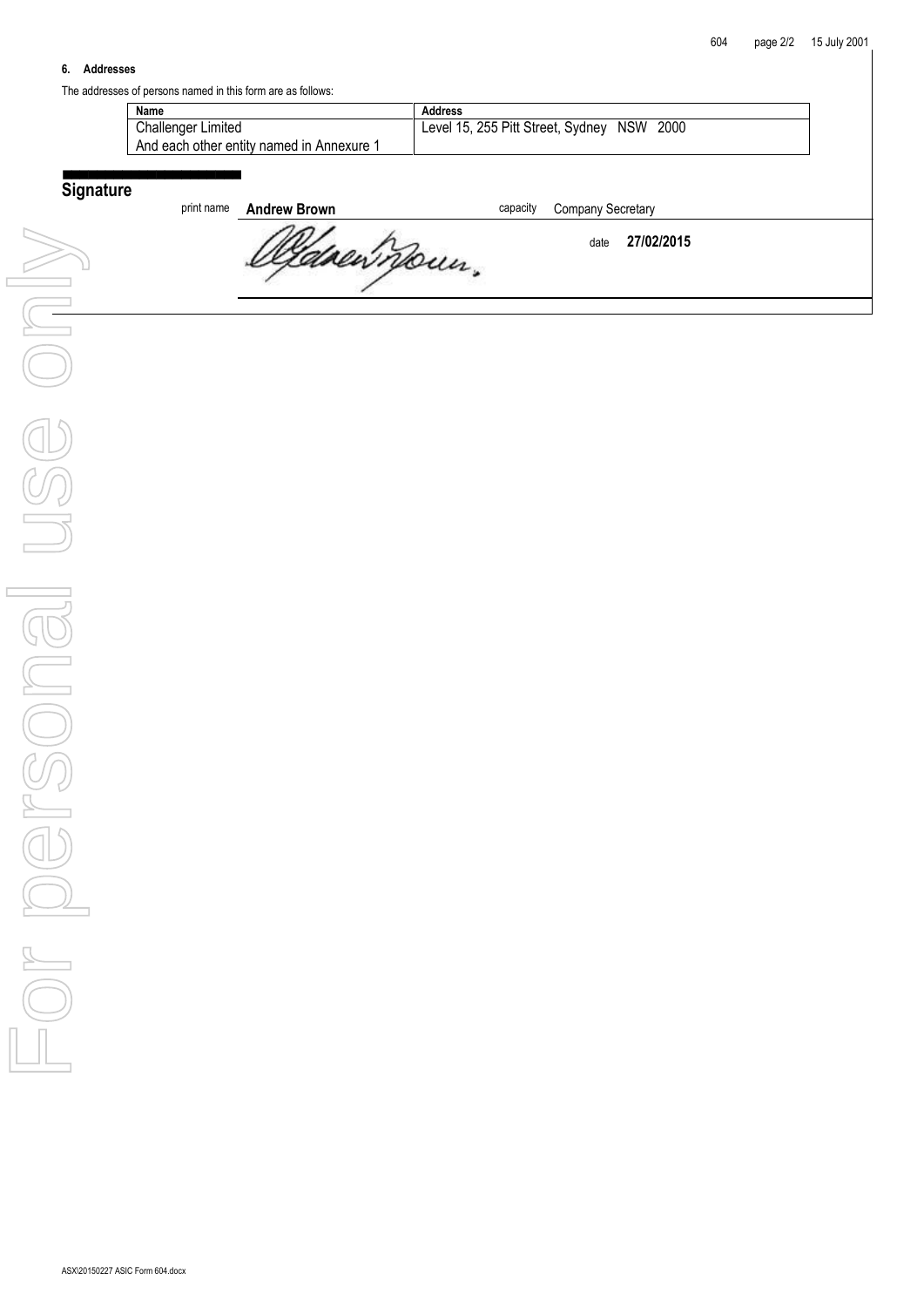### 6. Addresses

The addresses of persons named in this form are as follows:

| Name | Address |
|---|---|
| Challenger Limited<br>And each other entity named in Annexure 1 | Level 15, 255 Pitt Street, Sydney NSW 2000 |

## Signature

print name **Andrew Brown** capacity Company Secretary

date **27/02/2015**

ASX\20150227 ASIC Form 604.docx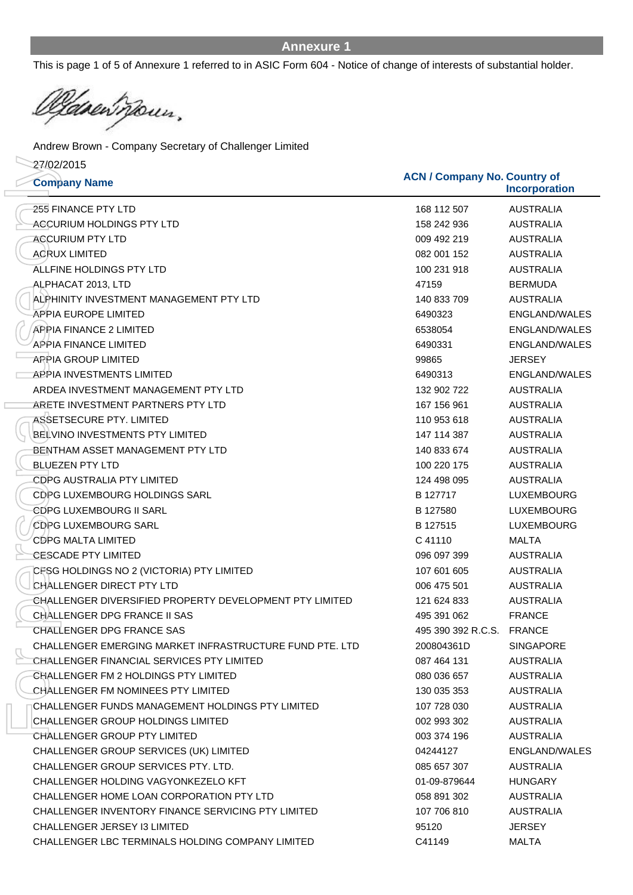## Annexure 1

This is page 1 of 5 of Annexure 1 referred to in ASIC Form 604 - Notice of change of interests of substantial holder.

Andrew Brown - Company Secretary of Challenger Limited

27/02/2015

| Company Name | ACN / Company No. | Country of Incorporation |
|---|---|---|
| 255 FINANCE PTY LTD | 168 112 507 | AUSTRALIA |
| ACCURIUM HOLDINGS PTY LTD | 158 242 936 | AUSTRALIA |
| ACCURIUM PTY LTD | 009 492 219 | AUSTRALIA |
| ACRUX LIMITED | 082 001 152 | AUSTRALIA |
| ALLFINE HOLDINGS PTY LTD | 100 231 918 | AUSTRALIA |
| ALPHACAT 2013, LTD | 47159 | BERMUDA |
| ALPHINITY INVESTMENT MANAGEMENT PTY LTD | 140 833 709 | AUSTRALIA |
| APPIA EUROPE LIMITED | 6490323 | ENGLAND/WALES |
| APPIA FINANCE 2 LIMITED | 6538054 | ENGLAND/WALES |
| APPIA FINANCE LIMITED | 6490331 | ENGLAND/WALES |
| APPIA GROUP LIMITED | 99865 | JERSEY |
| APPIA INVESTMENTS LIMITED | 6490313 | ENGLAND/WALES |
| ARDEA INVESTMENT MANAGEMENT PTY LTD | 132 902 722 | AUSTRALIA |
| ARETE INVESTMENT PARTNERS PTY LTD | 167 156 961 | AUSTRALIA |
| ASSETSECURE PTY. LIMITED | 110 953 618 | AUSTRALIA |
| BELVINO INVESTMENTS PTY LIMITED | 147 114 387 | AUSTRALIA |
| BENTHAM ASSET MANAGEMENT PTY LTD | 140 833 674 | AUSTRALIA |
| BLUEZEN PTY LTD | 100 220 175 | AUSTRALIA |
| CDPG AUSTRALIA PTY LIMITED | 124 498 095 | AUSTRALIA |
| CDPG LUXEMBOURG HOLDINGS SARL | B 127717 | LUXEMBOURG |
| CDPG LUXEMBOURG II SARL | B 127580 | LUXEMBOURG |
| CDPG LUXEMBOURG SARL | B 127515 | LUXEMBOURG |
| CDPG MALTA LIMITED | C 41110 | MALTA |
| CESCADE PTY LIMITED | 096 097 399 | AUSTRALIA |
| CFSG HOLDINGS NO 2 (VICTORIA) PTY LIMITED | 107 601 605 | AUSTRALIA |
| CHALLENGER DIRECT PTY LTD | 006 475 501 | AUSTRALIA |
| CHALLENGER DIVERSIFIED PROPERTY DEVELOPMENT PTY LIMITED | 121 624 833 | AUSTRALIA |
| CHALLENGER DPG FRANCE II SAS | 495 391 062 | FRANCE |
| CHALLENGER DPG FRANCE SAS | 495 390 392 R.C.S. | FRANCE |
| CHALLENGER EMERGING MARKET INFRASTRUCTURE FUND PTE. LTD | 200804361D | SINGAPORE |
| CHALLENGER FINANCIAL SERVICES PTY LIMITED | 087 464 131 | AUSTRALIA |
| CHALLENGER FM 2 HOLDINGS PTY LIMITED | 080 036 657 | AUSTRALIA |
| CHALLENGER FM NOMINEES PTY LIMITED | 130 035 353 | AUSTRALIA |
| CHALLENGER FUNDS MANAGEMENT HOLDINGS PTY LIMITED | 107 728 030 | AUSTRALIA |
| CHALLENGER GROUP HOLDINGS LIMITED | 002 993 302 | AUSTRALIA |
| CHALLENGER GROUP PTY LIMITED | 003 374 196 | AUSTRALIA |
| CHALLENGER GROUP SERVICES (UK) LIMITED | 04244127 | ENGLAND/WALES |
| CHALLENGER GROUP SERVICES PTY. LTD. | 085 657 307 | AUSTRALIA |
| CHALLENGER HOLDING VAGYONKEZELO KFT | 01-09-879644 | HUNGARY |
| CHALLENGER HOME LOAN CORPORATION PTY LTD | 058 891 302 | AUSTRALIA |
| CHALLENGER INVENTORY FINANCE SERVICING PTY LIMITED | 107 706 810 | AUSTRALIA |
| CHALLENGER JERSEY I3 LIMITED | 95120 | JERSEY |
| CHALLENGER LBC TERMINALS HOLDING COMPANY LIMITED | C41149 | MALTA |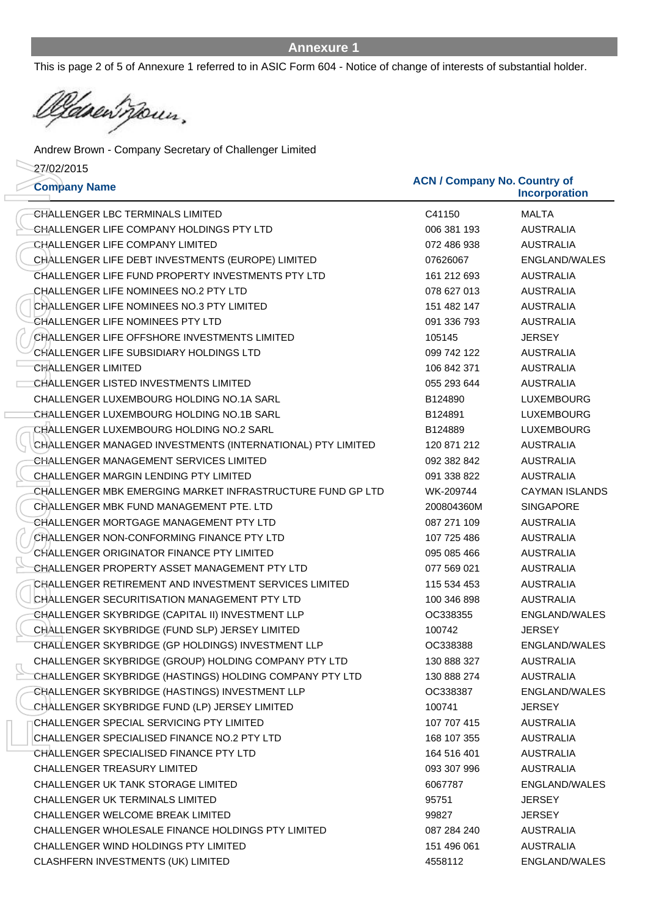## Annexure 1

This is page 2 of 5 of Annexure 1 referred to in ASIC Form 604 - Notice of change of interests of substantial holder.

Andrew Brown - Company Secretary of Challenger Limited

27/02/2015

| Company Name | ACN / Company No. | Country of Incorporation |
|---|---|---|
| CHALLENGER LBC TERMINALS LIMITED | C41150 | MALTA |
| CHALLENGER LIFE COMPANY HOLDINGS PTY LTD | 006 381 193 | AUSTRALIA |
| CHALLENGER LIFE COMPANY LIMITED | 072 486 938 | AUSTRALIA |
| CHALLENGER LIFE DEBT INVESTMENTS (EUROPE) LIMITED | 07626067 | ENGLAND/WALES |
| CHALLENGER LIFE FUND PROPERTY INVESTMENTS PTY LTD | 161 212 693 | AUSTRALIA |
| CHALLENGER LIFE NOMINEES NO.2 PTY LTD | 078 627 013 | AUSTRALIA |
| CHALLENGER LIFE NOMINEES NO.3 PTY LIMITED | 151 482 147 | AUSTRALIA |
| CHALLENGER LIFE NOMINEES PTY LTD | 091 336 793 | AUSTRALIA |
| CHALLENGER LIFE OFFSHORE INVESTMENTS LIMITED | 105145 | JERSEY |
| CHALLENGER LIFE SUBSIDIARY HOLDINGS LTD | 099 742 122 | AUSTRALIA |
| CHALLENGER LIMITED | 106 842 371 | AUSTRALIA |
| CHALLENGER LISTED INVESTMENTS LIMITED | 055 293 644 | AUSTRALIA |
| CHALLENGER LUXEMBOURG HOLDING NO.1A SARL | B124890 | LUXEMBOURG |
| CHALLENGER LUXEMBOURG HOLDING NO.1B SARL | B124891 | LUXEMBOURG |
| CHALLENGER LUXEMBOURG HOLDING NO.2 SARL | B124889 | LUXEMBOURG |
| CHALLENGER MANAGED INVESTMENTS (INTERNATIONAL) PTY LIMITED | 120 871 212 | AUSTRALIA |
| CHALLENGER MANAGEMENT SERVICES LIMITED | 092 382 842 | AUSTRALIA |
| CHALLENGER MARGIN LENDING PTY LIMITED | 091 338 822 | AUSTRALIA |
| CHALLENGER MBK EMERGING MARKET INFRASTRUCTURE FUND GP LTD | WK-209744 | CAYMAN ISLANDS |
| CHALLENGER MBK FUND MANAGEMENT PTE. LTD | 200804360M | SINGAPORE |
| CHALLENGER MORTGAGE MANAGEMENT PTY LTD | 087 271 109 | AUSTRALIA |
| CHALLENGER NON-CONFORMING FINANCE PTY LTD | 107 725 486 | AUSTRALIA |
| CHALLENGER ORIGINATOR FINANCE PTY LIMITED | 095 085 466 | AUSTRALIA |
| CHALLENGER PROPERTY ASSET MANAGEMENT PTY LTD | 077 569 021 | AUSTRALIA |
| CHALLENGER RETIREMENT AND INVESTMENT SERVICES LIMITED | 115 534 453 | AUSTRALIA |
| CHALLENGER SECURITISATION MANAGEMENT PTY LTD | 100 346 898 | AUSTRALIA |
| CHALLENGER SKYBRIDGE (CAPITAL II) INVESTMENT LLP | OC338355 | ENGLAND/WALES |
| CHALLENGER SKYBRIDGE (FUND SLP) JERSEY LIMITED | 100742 | JERSEY |
| CHALLENGER SKYBRIDGE (GP HOLDINGS) INVESTMENT LLP | OC338388 | ENGLAND/WALES |
| CHALLENGER SKYBRIDGE (GROUP) HOLDING COMPANY PTY LTD | 130 888 327 | AUSTRALIA |
| CHALLENGER SKYBRIDGE (HASTINGS) HOLDING COMPANY PTY LTD | 130 888 274 | AUSTRALIA |
| CHALLENGER SKYBRIDGE (HASTINGS) INVESTMENT LLP | OC338387 | ENGLAND/WALES |
| CHALLENGER SKYBRIDGE FUND (LP) JERSEY LIMITED | 100741 | JERSEY |
| CHALLENGER SPECIAL SERVICING PTY LIMITED | 107 707 415 | AUSTRALIA |
| CHALLENGER SPECIALISED FINANCE NO.2 PTY LTD | 168 107 355 | AUSTRALIA |
| CHALLENGER SPECIALISED FINANCE PTY LTD | 164 516 401 | AUSTRALIA |
| CHALLENGER TREASURY LIMITED | 093 307 996 | AUSTRALIA |
| CHALLENGER UK TANK STORAGE LIMITED | 6067787 | ENGLAND/WALES |
| CHALLENGER UK TERMINALS LIMITED | 95751 | JERSEY |
| CHALLENGER WELCOME BREAK LIMITED | 99827 | JERSEY |
| CHALLENGER WHOLESALE FINANCE HOLDINGS PTY LIMITED | 087 284 240 | AUSTRALIA |
| CHALLENGER WIND HOLDINGS PTY LIMITED | 151 496 061 | AUSTRALIA |
| CLASHFERN INVESTMENTS (UK) LIMITED | 4558112 | ENGLAND/WALES |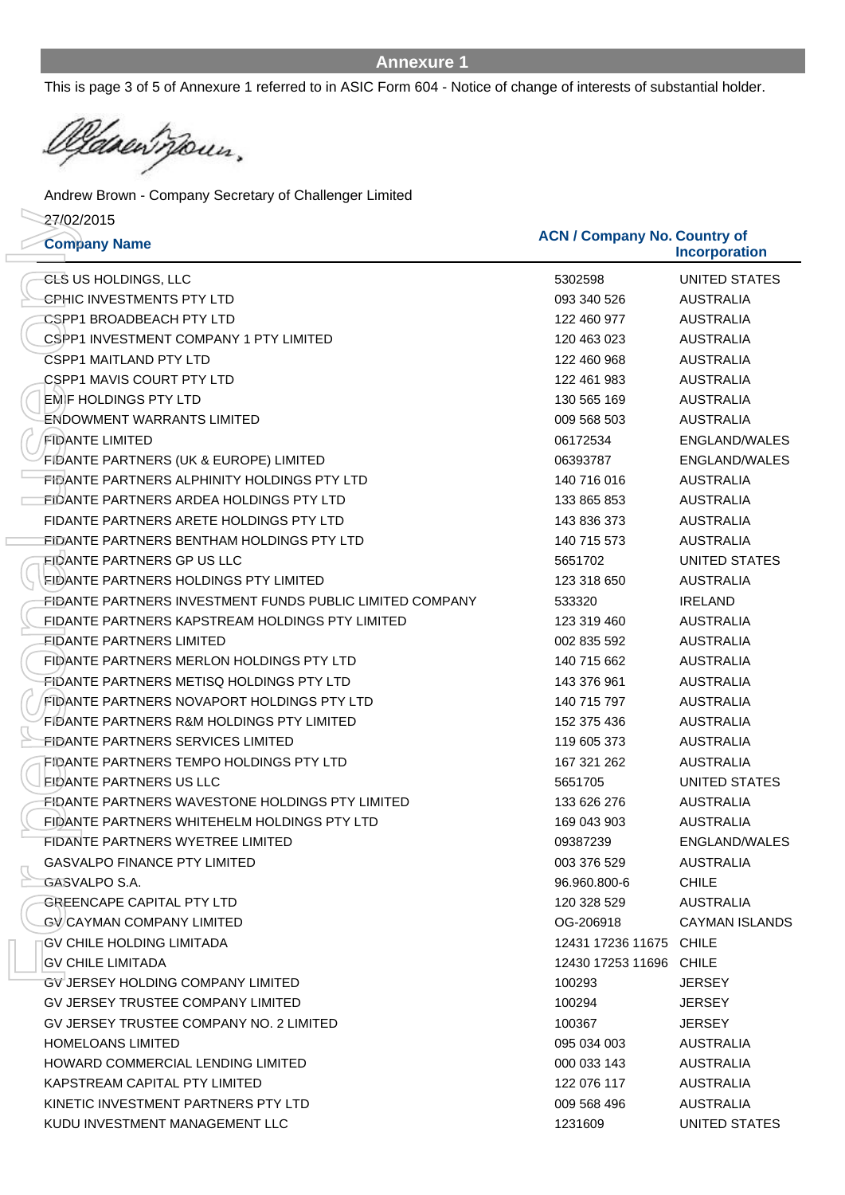## Annexure 1

This is page 3 of 5 of Annexure 1 referred to in ASIC Form 604 - Notice of change of interests of substantial holder.

Andrew Brown - Company Secretary of Challenger Limited

27/02/2015

| Company Name | ACN / Company No. | Country of Incorporation |
|---|---|---|
| CLS US HOLDINGS, LLC | 5302598 | UNITED STATES |
| CPHIC INVESTMENTS PTY LTD | 093 340 526 | AUSTRALIA |
| CSPP1 BROADBEACH PTY LTD | 122 460 977 | AUSTRALIA |
| CSPP1 INVESTMENT COMPANY 1 PTY LIMITED | 120 463 023 | AUSTRALIA |
| CSPP1 MAITLAND PTY LTD | 122 460 968 | AUSTRALIA |
| CSPP1 MAVIS COURT PTY LTD | 122 461 983 | AUSTRALIA |
| EMIF HOLDINGS PTY LTD | 130 565 169 | AUSTRALIA |
| ENDOWMENT WARRANTS LIMITED | 009 568 503 | AUSTRALIA |
| FIDANTE LIMITED | 06172534 | ENGLAND/WALES |
| FIDANTE PARTNERS (UK & EUROPE) LIMITED | 06393787 | ENGLAND/WALES |
| FIDANTE PARTNERS ALPHINITY HOLDINGS PTY LTD | 140 716 016 | AUSTRALIA |
| FIDANTE PARTNERS ARDEA HOLDINGS PTY LTD | 133 865 853 | AUSTRALIA |
| FIDANTE PARTNERS ARETE HOLDINGS PTY LTD | 143 836 373 | AUSTRALIA |
| FIDANTE PARTNERS BENTHAM HOLDINGS PTY LTD | 140 715 573 | AUSTRALIA |
| FIDANTE PARTNERS GP US LLC | 5651702 | UNITED STATES |
| FIDANTE PARTNERS HOLDINGS PTY LIMITED | 123 318 650 | AUSTRALIA |
| FIDANTE PARTNERS INVESTMENT FUNDS PUBLIC LIMITED COMPANY | 533320 | IRELAND |
| FIDANTE PARTNERS KAPSTREAM HOLDINGS PTY LIMITED | 123 319 460 | AUSTRALIA |
| FIDANTE PARTNERS LIMITED | 002 835 592 | AUSTRALIA |
| FIDANTE PARTNERS MERLON HOLDINGS PTY LTD | 140 715 662 | AUSTRALIA |
| FIDANTE PARTNERS METISQ HOLDINGS PTY LTD | 143 376 961 | AUSTRALIA |
| FIDANTE PARTNERS NOVAPORT HOLDINGS PTY LTD | 140 715 797 | AUSTRALIA |
| FIDANTE PARTNERS R&M HOLDINGS PTY LIMITED | 152 375 436 | AUSTRALIA |
| FIDANTE PARTNERS SERVICES LIMITED | 119 605 373 | AUSTRALIA |
| FIDANTE PARTNERS TEMPO HOLDINGS PTY LTD | 167 321 262 | AUSTRALIA |
| FIDANTE PARTNERS US LLC | 5651705 | UNITED STATES |
| FIDANTE PARTNERS WAVESTONE HOLDINGS PTY LIMITED | 133 626 276 | AUSTRALIA |
| FIDANTE PARTNERS WHITEHELM HOLDINGS PTY LTD | 169 043 903 | AUSTRALIA |
| FIDANTE PARTNERS WYETREE LIMITED | 09387239 | ENGLAND/WALES |
| GASVALPO FINANCE PTY LIMITED | 003 376 529 | AUSTRALIA |
| GASVALPO S.A. | 96.960.800-6 | CHILE |
| GREENCAPE CAPITAL PTY LTD | 120 328 529 | AUSTRALIA |
| GV CAYMAN COMPANY LIMITED | OG-206918 | CAYMAN ISLANDS |
| GV CHILE HOLDING LIMITADA | 12431 17236 11675 | CHILE |
| GV CHILE LIMITADA | 12430 17253 11696 | CHILE |
| GV JERSEY HOLDING COMPANY LIMITED | 100293 | JERSEY |
| GV JERSEY TRUSTEE COMPANY LIMITED | 100294 | JERSEY |
| GV JERSEY TRUSTEE COMPANY NO. 2 LIMITED | 100367 | JERSEY |
| HOMELOANS LIMITED | 095 034 003 | AUSTRALIA |
| HOWARD COMMERCIAL LENDING LIMITED | 000 033 143 | AUSTRALIA |
| KAPSTREAM CAPITAL PTY LIMITED | 122 076 117 | AUSTRALIA |
| KINETIC INVESTMENT PARTNERS PTY LTD | 009 568 496 | AUSTRALIA |
| KUDU INVESTMENT MANAGEMENT LLC | 1231609 | UNITED STATES |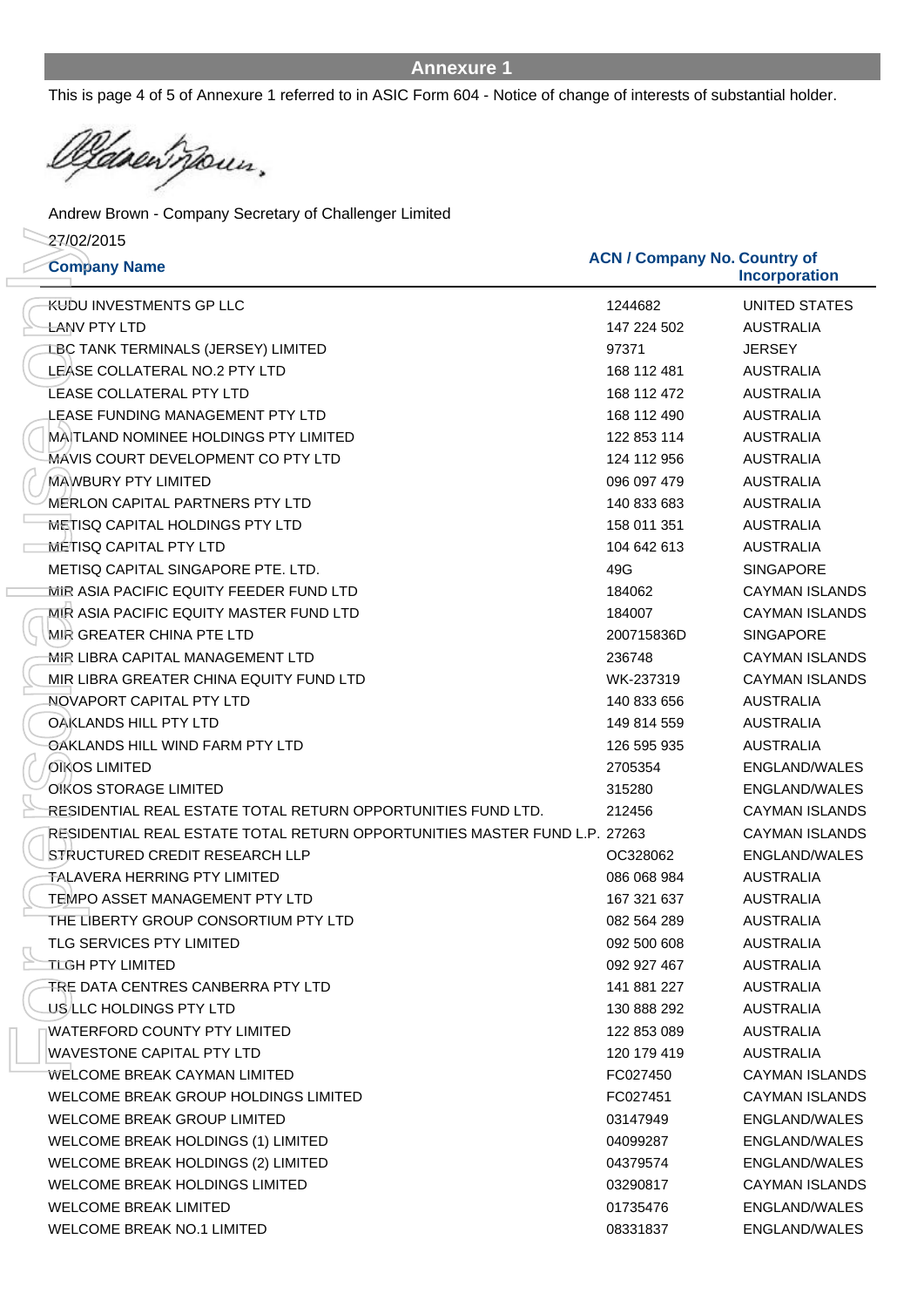## Annexure 1

This is page 4 of 5 of Annexure 1 referred to in ASIC Form 604 - Notice of change of interests of substantial holder.

Andrew Brown - Company Secretary of Challenger Limited

27/02/2015

| Company Name | ACN / Company No. | Country of Incorporation |
|---|---|---|
| KUDU INVESTMENTS GP LLC | 1244682 | UNITED STATES |
| LANV PTY LTD | 147 224 502 | AUSTRALIA |
| LBC TANK TERMINALS (JERSEY) LIMITED | 97371 | JERSEY |
| LEASE COLLATERAL NO.2 PTY LTD | 168 112 481 | AUSTRALIA |
| LEASE COLLATERAL PTY LTD | 168 112 472 | AUSTRALIA |
| LEASE FUNDING MANAGEMENT PTY LTD | 168 112 490 | AUSTRALIA |
| MAITLAND NOMINEE HOLDINGS PTY LIMITED | 122 853 114 | AUSTRALIA |
| MAVIS COURT DEVELOPMENT CO PTY LTD | 124 112 956 | AUSTRALIA |
| MAWBURY PTY LIMITED | 096 097 479 | AUSTRALIA |
| MERLON CAPITAL PARTNERS PTY LTD | 140 833 683 | AUSTRALIA |
| METISQ CAPITAL HOLDINGS PTY LTD | 158 011 351 | AUSTRALIA |
| METISQ CAPITAL PTY LTD | 104 642 613 | AUSTRALIA |
| METISQ CAPITAL SINGAPORE PTE. LTD. | 49G | SINGAPORE |
| MIR ASIA PACIFIC EQUITY FEEDER FUND LTD | 184062 | CAYMAN ISLANDS |
| MIR ASIA PACIFIC EQUITY MASTER FUND LTD | 184007 | CAYMAN ISLANDS |
| MIR GREATER CHINA PTE LTD | 200715836D | SINGAPORE |
| MIR LIBRA CAPITAL MANAGEMENT LTD | 236748 | CAYMAN ISLANDS |
| MIR LIBRA GREATER CHINA EQUITY FUND LTD | WK-237319 | CAYMAN ISLANDS |
| NOVAPORT CAPITAL PTY LTD | 140 833 656 | AUSTRALIA |
| OAKLANDS HILL PTY LTD | 149 814 559 | AUSTRALIA |
| OAKLANDS HILL WIND FARM PTY LTD | 126 595 935 | AUSTRALIA |
| OIKOS LIMITED | 2705354 | ENGLAND/WALES |
| OIKOS STORAGE LIMITED | 315280 | ENGLAND/WALES |
| RESIDENTIAL REAL ESTATE TOTAL RETURN OPPORTUNITIES FUND LTD. | 212456 | CAYMAN ISLANDS |
| RESIDENTIAL REAL ESTATE TOTAL RETURN OPPORTUNITIES MASTER FUND L.P. | 27263 | CAYMAN ISLANDS |
| STRUCTURED CREDIT RESEARCH LLP | OC328062 | ENGLAND/WALES |
| TALAVERA HERRING PTY LIMITED | 086 068 984 | AUSTRALIA |
| TEMPO ASSET MANAGEMENT PTY LTD | 167 321 637 | AUSTRALIA |
| THE LIBERTY GROUP CONSORTIUM PTY LTD | 082 564 289 | AUSTRALIA |
| TLG SERVICES PTY LIMITED | 092 500 608 | AUSTRALIA |
| TLGH PTY LIMITED | 092 927 467 | AUSTRALIA |
| TRE DATA CENTRES CANBERRA PTY LTD | 141 881 227 | AUSTRALIA |
| US LLC HOLDINGS PTY LTD | 130 888 292 | AUSTRALIA |
| WATERFORD COUNTY PTY LIMITED | 122 853 089 | AUSTRALIA |
| WAVESTONE CAPITAL PTY LTD | 120 179 419 | AUSTRALIA |
| WELCOME BREAK CAYMAN LIMITED | FC027450 | CAYMAN ISLANDS |
| WELCOME BREAK GROUP HOLDINGS LIMITED | FC027451 | CAYMAN ISLANDS |
| WELCOME BREAK GROUP LIMITED | 03147949 | ENGLAND/WALES |
| WELCOME BREAK HOLDINGS (1) LIMITED | 04099287 | ENGLAND/WALES |
| WELCOME BREAK HOLDINGS (2) LIMITED | 04379574 | ENGLAND/WALES |
| WELCOME BREAK HOLDINGS LIMITED | 03290817 | CAYMAN ISLANDS |
| WELCOME BREAK LIMITED | 01735476 | ENGLAND/WALES |
| WELCOME BREAK NO.1 LIMITED | 08331837 | ENGLAND/WALES |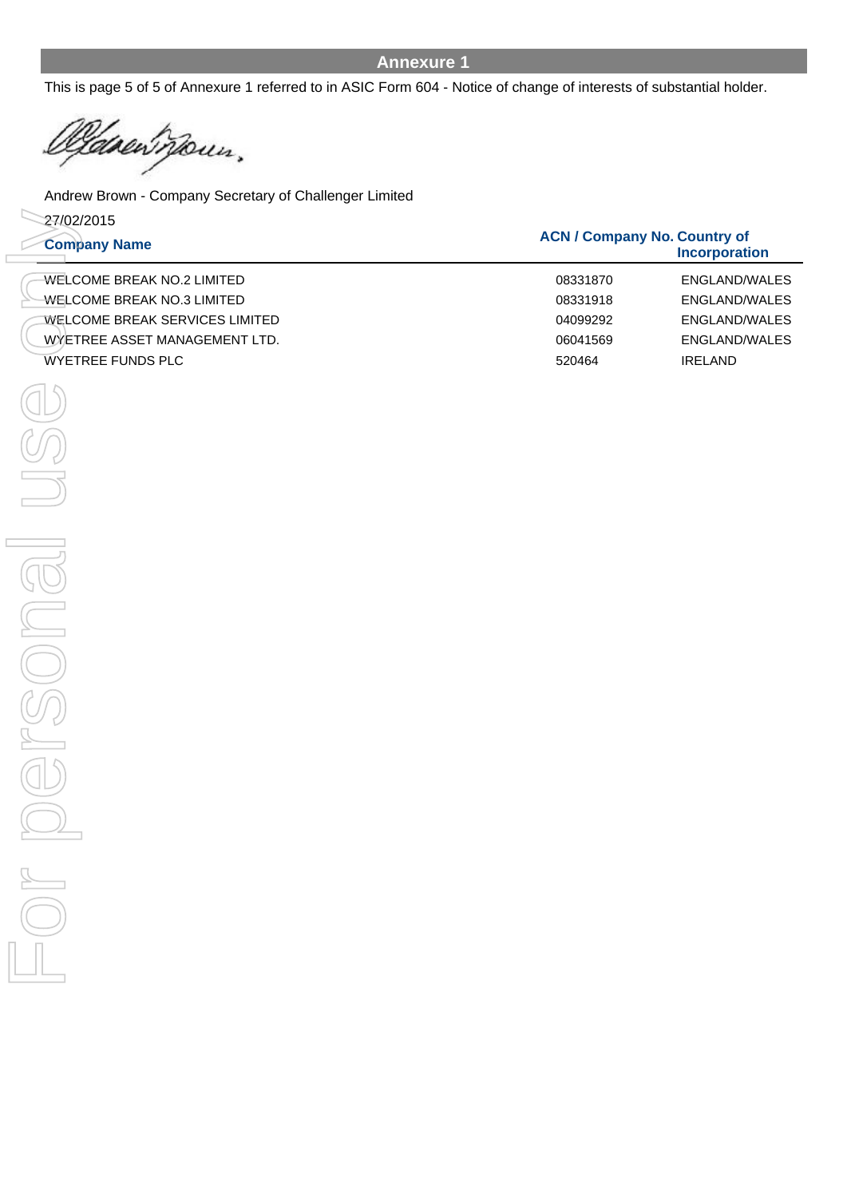## Annexure 1

This is page 5 of 5 of Annexure 1 referred to in ASIC Form 604 - Notice of change of interests of substantial holder.

Andrew Brown - Company Secretary of Challenger Limited

27/02/2015

| Company Name | ACN / Company No. | Country of Incorporation |
|---|---|---|
| WELCOME BREAK NO.2 LIMITED | 08331870 | ENGLAND/WALES |
| WELCOME BREAK NO.3 LIMITED | 08331918 | ENGLAND/WALES |
| WELCOME BREAK SERVICES LIMITED | 04099292 | ENGLAND/WALES |
| WYETREE ASSET MANAGEMENT LTD. | 06041569 | ENGLAND/WALES |
| WYETREE FUNDS PLC | 520464 | IRELAND |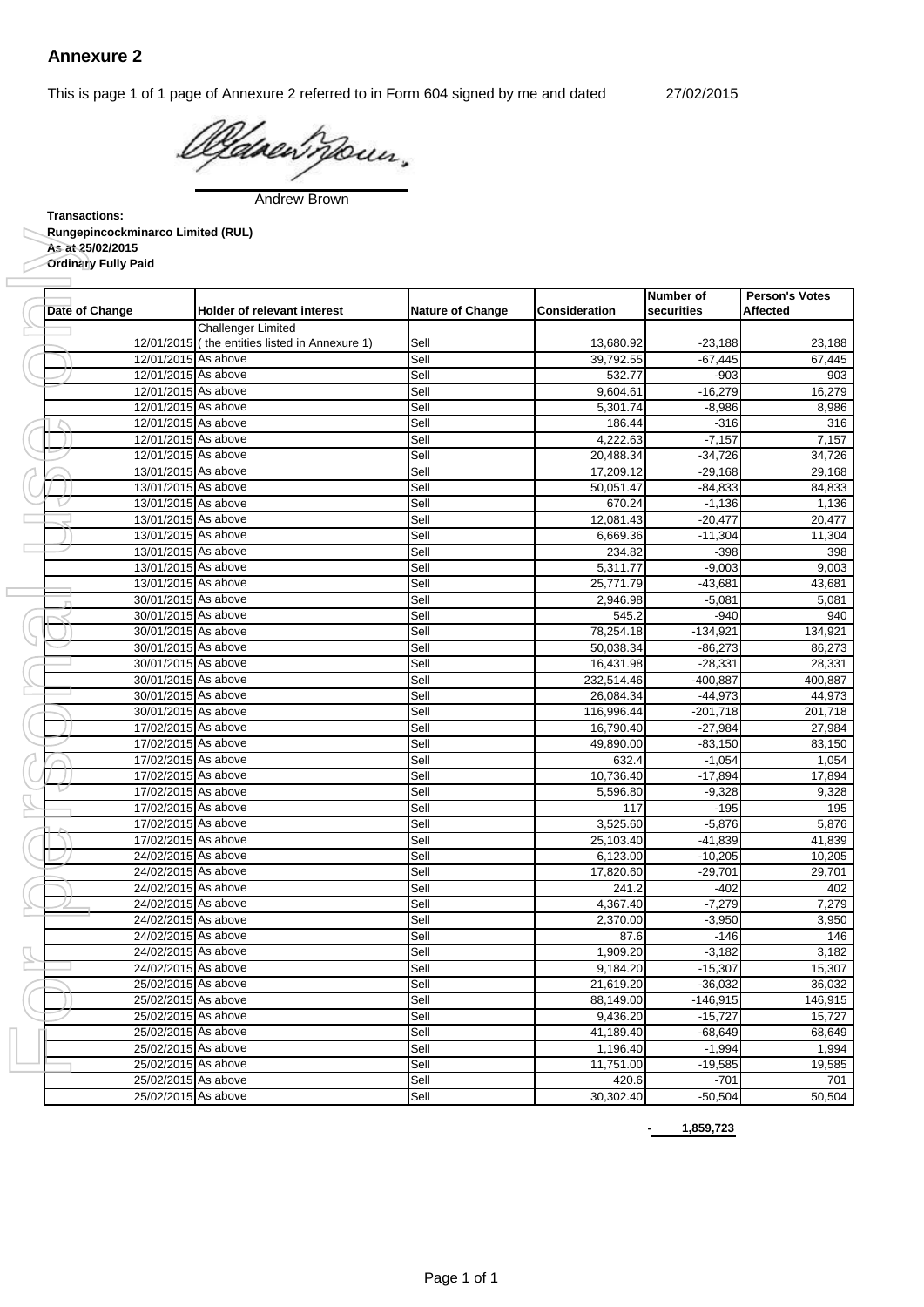## Annexure 2

This is page 1 of 1 page of Annexure 2 referred to in Form 604 signed by me and dated 27/02/2015

Andrew Brown

**Transactions:**
**Rungepincockminarco Limited (RUL)**
**As at 25/02/2015**
**Ordinary Fully Paid**

| Date of Change | Holder of relevant interest | Nature of Change | Consideration | Number of securities | Person's Votes Affected |
|---|---|---|---|---|---|
| 12/01/2015 | Challenger Limited ( the entities listed in Annexure 1) | Sell | 13,680.92 | -23,188 | 23,188 |
| 12/01/2015 | As above | Sell | 39,792.55 | -67,445 | 67,445 |
| 12/01/2015 | As above | Sell | 532.77 | -903 | 903 |
| 12/01/2015 | As above | Sell | 9,604.61 | -16,279 | 16,279 |
| 12/01/2015 | As above | Sell | 5,301.74 | -8,986 | 8,986 |
| 12/01/2015 | As above | Sell | 186.44 | -316 | 316 |
| 12/01/2015 | As above | Sell | 4,222.63 | -7,157 | 7,157 |
| 12/01/2015 | As above | Sell | 20,488.34 | -34,726 | 34,726 |
| 13/01/2015 | As above | Sell | 17,209.12 | -29,168 | 29,168 |
| 13/01/2015 | As above | Sell | 50,051.47 | -84,833 | 84,833 |
| 13/01/2015 | As above | Sell | 670.24 | -1,136 | 1,136 |
| 13/01/2015 | As above | Sell | 12,081.43 | -20,477 | 20,477 |
| 13/01/2015 | As above | Sell | 6,669.36 | -11,304 | 11,304 |
| 13/01/2015 | As above | Sell | 234.82 | -398 | 398 |
| 13/01/2015 | As above | Sell | 5,311.77 | -9,003 | 9,003 |
| 13/01/2015 | As above | Sell | 25,771.79 | -43,681 | 43,681 |
| 30/01/2015 | As above | Sell | 2,946.98 | -5,081 | 5,081 |
| 30/01/2015 | As above | Sell | 545.2 | -940 | 940 |
| 30/01/2015 | As above | Sell | 78,254.18 | -134,921 | 134,921 |
| 30/01/2015 | As above | Sell | 50,038.34 | -86,273 | 86,273 |
| 30/01/2015 | As above | Sell | 16,431.98 | -28,331 | 28,331 |
| 30/01/2015 | As above | Sell | 232,514.46 | -400,887 | 400,887 |
| 30/01/2015 | As above | Sell | 26,084.34 | -44,973 | 44,973 |
| 30/01/2015 | As above | Sell | 116,996.44 | -201,718 | 201,718 |
| 17/02/2015 | As above | Sell | 16,790.40 | -27,984 | 27,984 |
| 17/02/2015 | As above | Sell | 49,890.00 | -83,150 | 83,150 |
| 17/02/2015 | As above | Sell | 632.4 | -1,054 | 1,054 |
| 17/02/2015 | As above | Sell | 10,736.40 | -17,894 | 17,894 |
| 17/02/2015 | As above | Sell | 5,596.80 | -9,328 | 9,328 |
| 17/02/2015 | As above | Sell | 117 | -195 | 195 |
| 17/02/2015 | As above | Sell | 3,525.60 | -5,876 | 5,876 |
| 17/02/2015 | As above | Sell | 25,103.40 | -41,839 | 41,839 |
| 24/02/2015 | As above | Sell | 6,123.00 | -10,205 | 10,205 |
| 24/02/2015 | As above | Sell | 17,820.60 | -29,701 | 29,701 |
| 24/02/2015 | As above | Sell | 241.2 | -402 | 402 |
| 24/02/2015 | As above | Sell | 4,367.40 | -7,279 | 7,279 |
| 24/02/2015 | As above | Sell | 2,370.00 | -3,950 | 3,950 |
| 24/02/2015 | As above | Sell | 87.6 | -146 | 146 |
| 24/02/2015 | As above | Sell | 1,909.20 | -3,182 | 3,182 |
| 24/02/2015 | As above | Sell | 9,184.20 | -15,307 | 15,307 |
| 25/02/2015 | As above | Sell | 21,619.20 | -36,032 | 36,032 |
| 25/02/2015 | As above | Sell | 88,149.00 | -146,915 | 146,915 |
| 25/02/2015 | As above | Sell | 9,436.20 | -15,727 | 15,727 |
| 25/02/2015 | As above | Sell | 41,189.40 | -68,649 | 68,649 |
| 25/02/2015 | As above | Sell | 1,196.40 | -1,994 | 1,994 |
| 25/02/2015 | As above | Sell | 11,751.00 | -19,585 | 19,585 |
| 25/02/2015 | As above | Sell | 420.6 | -701 | 701 |
| 25/02/2015 | As above | Sell | 30,302.40 | -50,504 | 50,504 |

- 1,859,723